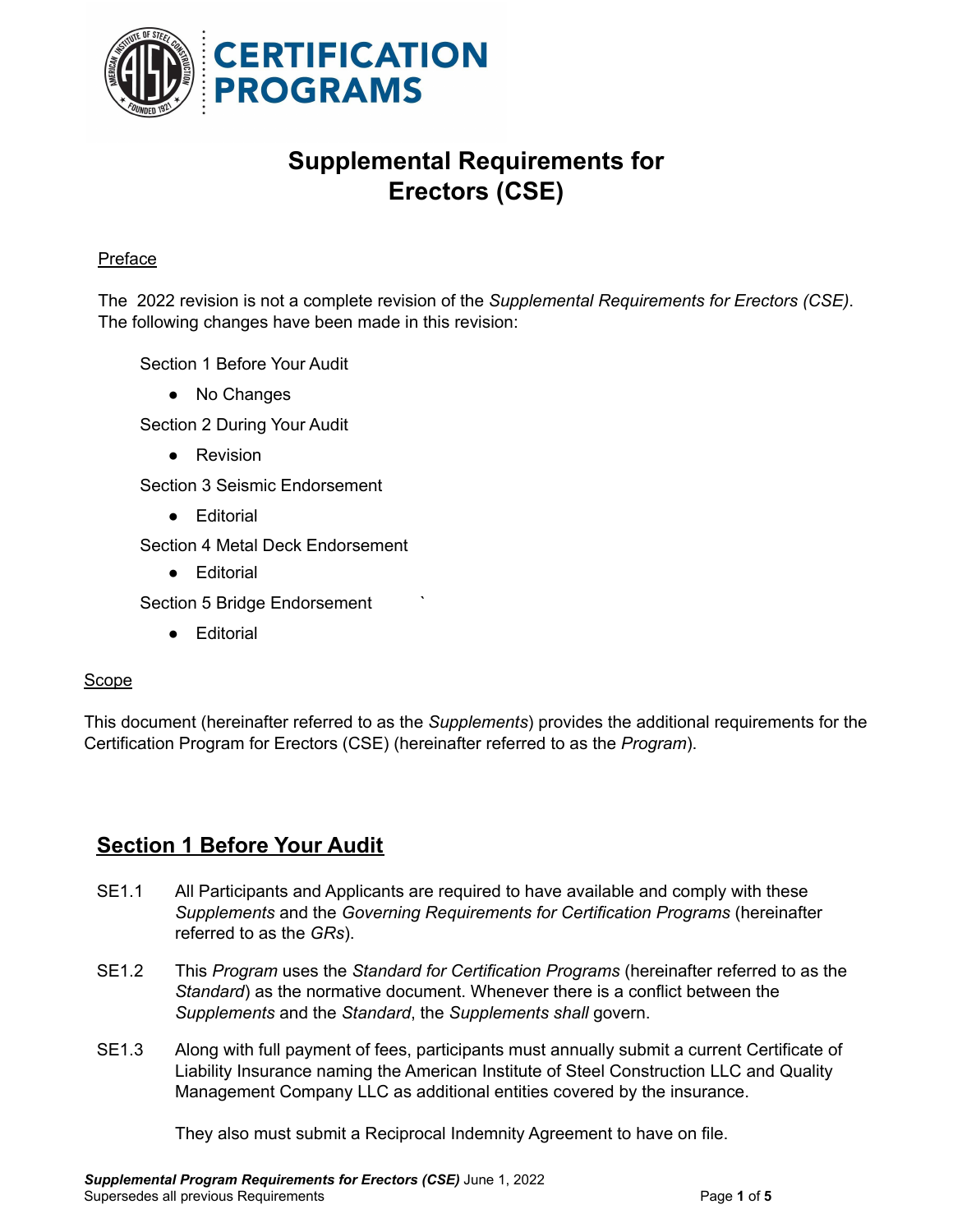# Supplemental Requirements for Erectors (CSE)

Preface

The 2022 revision is not a complete revision of the *Supplemental Requirements for Erectors (CSE)*. The following changes have been made in this revision:

Section 1 Before Your Audit

- No Changes

Section 2 During Your Audit

- Revision

Section 3 Seismic Endorsement

- Editorial

Section 4 Metal Deck Endorsement

- Editorial

Section 5 Bridge Endorsement

- Editorial

Scope

This document (hereinafter referred to as the *Supplements*) provides the additional requirements for the Certification Program for Erectors (CSE) (hereinafter referred to as the *Program*).

## Section 1 Before Your Audit

SE1.1 All Participants and Applicants are required to have available and comply with these *Supplements* and the *Governing Requirements for Certification Programs* (hereinafter referred to as the *GRs*).

SE1.2 This *Program* uses the *Standard for Certification Programs* (hereinafter referred to as the *Standard*) as the normative document. Whenever there is a conflict between the *Supplements* and the *Standard*, the *Supplements shall* govern.

SE1.3 Along with full payment of fees, participants must annually submit a current Certificate of Liability Insurance naming the American Institute of Steel Construction LLC and Quality Management Company LLC as additional entities covered by the insurance.

They also must submit a Reciprocal Indemnity Agreement to have on file.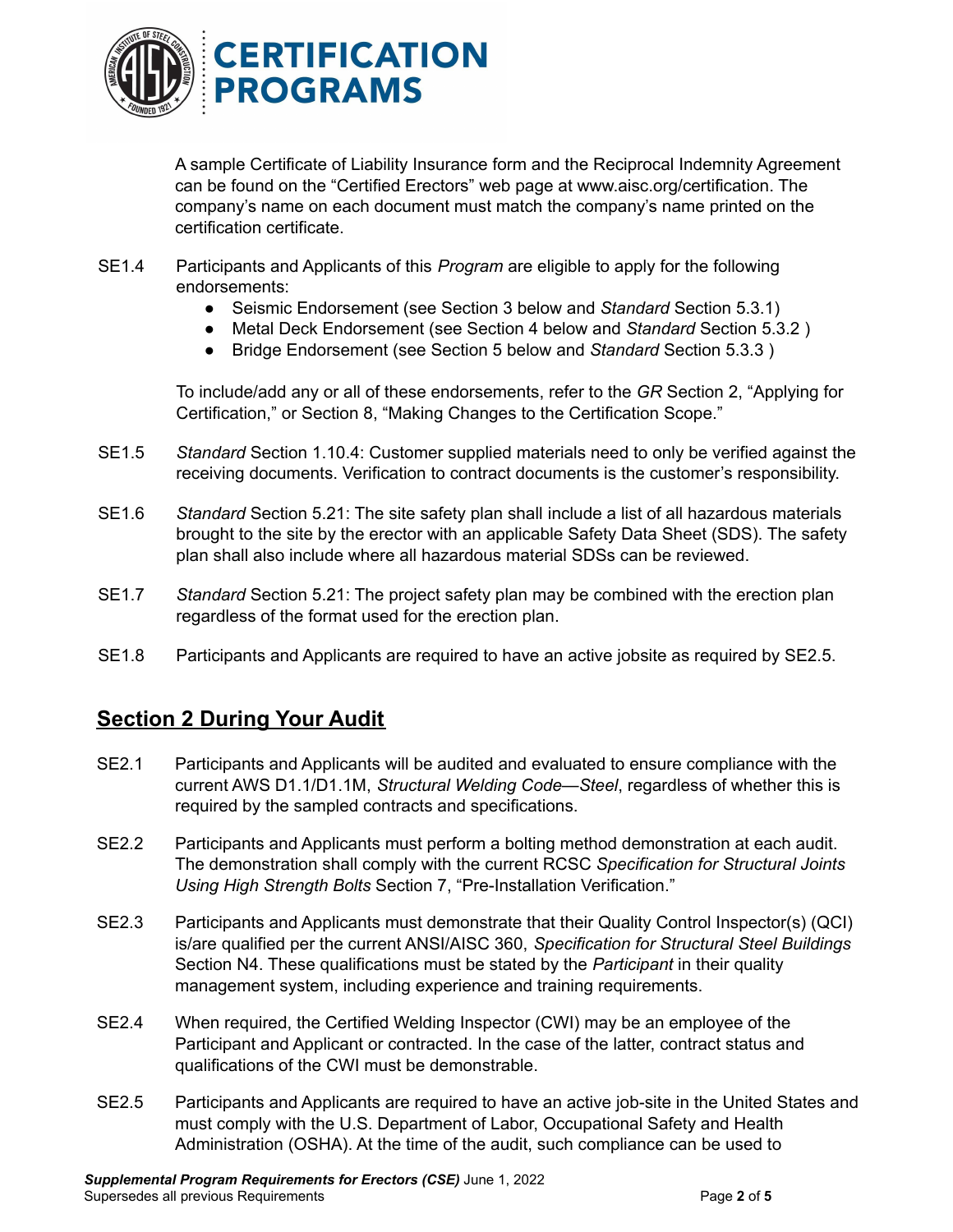A sample Certificate of Liability Insurance form and the Reciprocal Indemnity Agreement can be found on the "Certified Erectors" web page at www.aisc.org/certification. The company's name on each document must match the company's name printed on the certification certificate.

SE1.4 Participants and Applicants of this *Program* are eligible to apply for the following endorsements:

- Seismic Endorsement (see Section 3 below and *Standard* Section 5.3.1)
- Metal Deck Endorsement (see Section 4 below and *Standard* Section 5.3.2 )
- Bridge Endorsement (see Section 5 below and *Standard* Section 5.3.3 )

To include/add any or all of these endorsements, refer to the *GR* Section 2, "Applying for Certification," or Section 8, "Making Changes to the Certification Scope."

SE1.5 *Standard* Section 1.10.4: Customer supplied materials need to only be verified against the receiving documents. Verification to contract documents is the customer's responsibility.

SE1.6 *Standard* Section 5.21: The site safety plan shall include a list of all hazardous materials brought to the site by the erector with an applicable Safety Data Sheet (SDS). The safety plan shall also include where all hazardous material SDSs can be reviewed.

SE1.7 *Standard* Section 5.21: The project safety plan may be combined with the erection plan regardless of the format used for the erection plan.

SE1.8 Participants and Applicants are required to have an active jobsite as required by SE2.5.

## Section 2 During Your Audit

SE2.1 Participants and Applicants will be audited and evaluated to ensure compliance with the current AWS D1.1/D1.1M, *Structural Welding Code—Steel*, regardless of whether this is required by the sampled contracts and specifications.

SE2.2 Participants and Applicants must perform a bolting method demonstration at each audit. The demonstration shall comply with the current RCSC *Specification for Structural Joints Using High Strength Bolts* Section 7, "Pre-Installation Verification."

SE2.3 Participants and Applicants must demonstrate that their Quality Control Inspector(s) (QCI) is/are qualified per the current ANSI/AISC 360, *Specification for Structural Steel Buildings* Section N4. These qualifications must be stated by the *Participant* in their quality management system, including experience and training requirements.

SE2.4 When required, the Certified Welding Inspector (CWI) may be an employee of the Participant and Applicant or contracted. In the case of the latter, contract status and qualifications of the CWI must be demonstrable.

SE2.5 Participants and Applicants are required to have an active job-site in the United States and must comply with the U.S. Department of Labor, Occupational Safety and Health Administration (OSHA). At the time of the audit, such compliance can be used to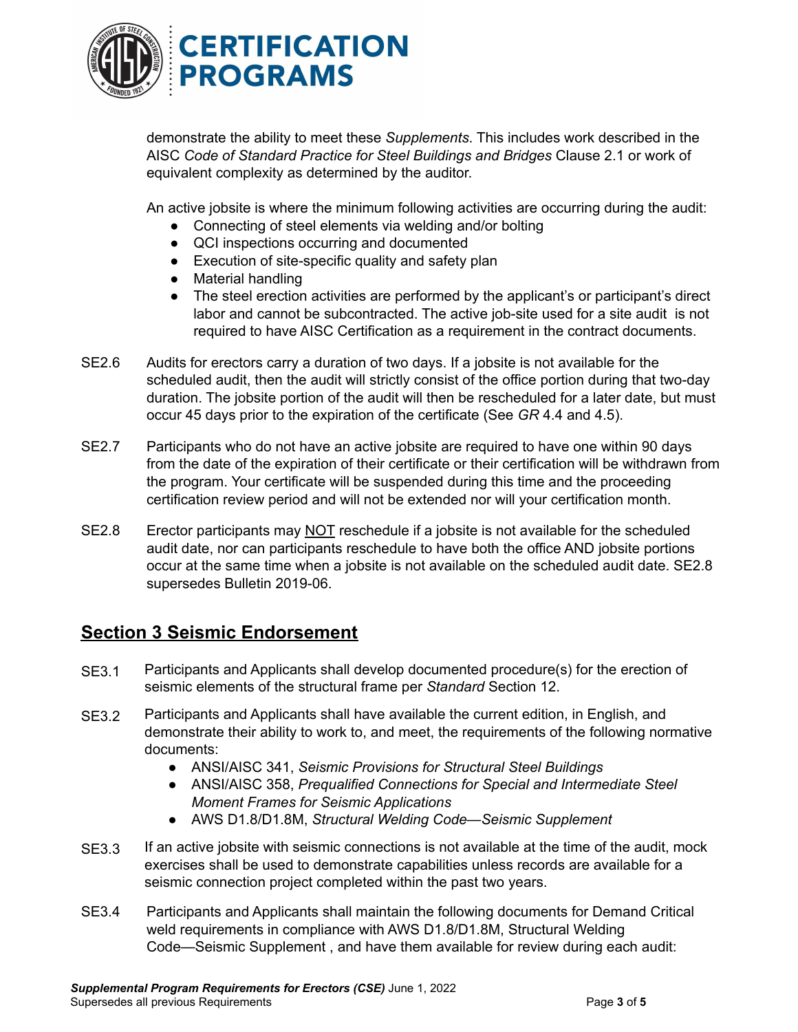demonstrate the ability to meet these *Supplements*. This includes work described in the AISC *Code of Standard Practice for Steel Buildings and Bridges* Clause 2.1 or work of equivalent complexity as determined by the auditor.

An active jobsite is where the minimum following activities are occurring during the audit:

- Connecting of steel elements via welding and/or bolting
- QCI inspections occurring and documented
- Execution of site-specific quality and safety plan
- Material handling
- The steel erection activities are performed by the applicant's or participant's direct labor and cannot be subcontracted. The active job-site used for a site audit is not required to have AISC Certification as a requirement in the contract documents.

SE2.6 Audits for erectors carry a duration of two days. If a jobsite is not available for the scheduled audit, then the audit will strictly consist of the office portion during that two-day duration. The jobsite portion of the audit will then be rescheduled for a later date, but must occur 45 days prior to the expiration of the certificate (See *GR* 4.4 and 4.5).

SE2.7 Participants who do not have an active jobsite are required to have one within 90 days from the date of the expiration of their certificate or their certification will be withdrawn from the program. Your certificate will be suspended during this time and the proceeding certification review period and will not be extended nor will your certification month.

SE2.8 Erector participants may NOT reschedule if a jobsite is not available for the scheduled audit date, nor can participants reschedule to have both the office AND jobsite portions occur at the same time when a jobsite is not available on the scheduled audit date. SE2.8 supersedes Bulletin 2019-06.

## Section 3 Seismic Endorsement

SE3.1 Participants and Applicants shall develop documented procedure(s) for the erection of seismic elements of the structural frame per *Standard* Section 12.

SE3.2 Participants and Applicants shall have available the current edition, in English, and demonstrate their ability to work to, and meet, the requirements of the following normative documents:

- ANSI/AISC 341, *Seismic Provisions for Structural Steel Buildings*
- ANSI/AISC 358, *Prequalified Connections for Special and Intermediate Steel Moment Frames for Seismic Applications*
- AWS D1.8/D1.8M, *Structural Welding Code—Seismic Supplement*

SE3.3 If an active jobsite with seismic connections is not available at the time of the audit, mock exercises shall be used to demonstrate capabilities unless records are available for a seismic connection project completed within the past two years.

SE3.4 Participants and Applicants shall maintain the following documents for Demand Critical weld requirements in compliance with AWS D1.8/D1.8M, Structural Welding Code—Seismic Supplement , and have them available for review during each audit: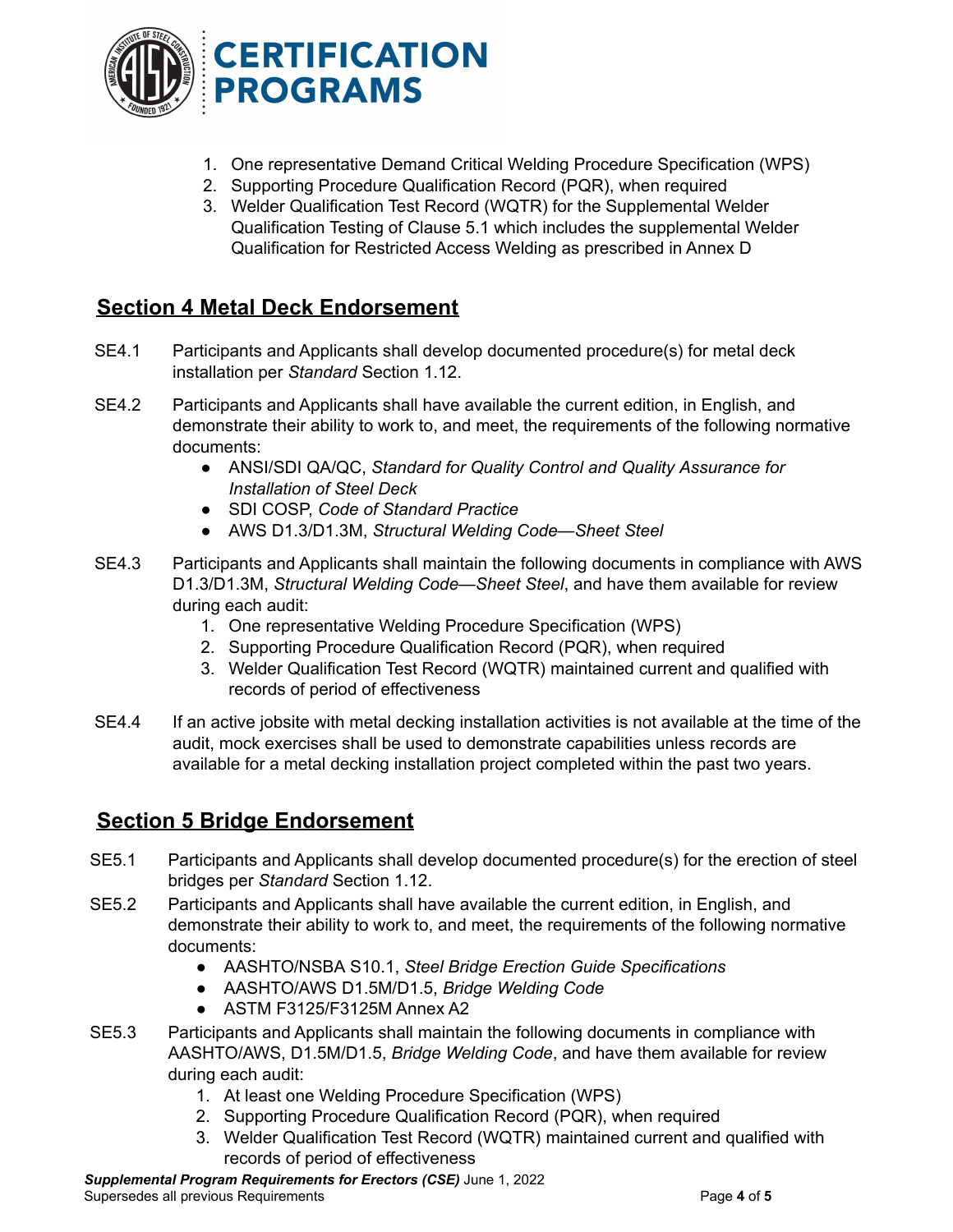1. One representative Demand Critical Welding Procedure Specification (WPS)
2. Supporting Procedure Qualification Record (PQR), when required
3. Welder Qualification Test Record (WQTR) for the Supplemental Welder Qualification Testing of Clause 5.1 which includes the supplemental Welder Qualification for Restricted Access Welding as prescribed in Annex D

## Section 4 Metal Deck Endorsement

SE4.1 Participants and Applicants shall develop documented procedure(s) for metal deck installation per *Standard* Section 1.12.

SE4.2 Participants and Applicants shall have available the current edition, in English, and demonstrate their ability to work to, and meet, the requirements of the following normative documents:

- ANSI/SDI QA/QC, *Standard for Quality Control and Quality Assurance for Installation of Steel Deck*
- SDI COSP, *Code of Standard Practice*
- AWS D1.3/D1.3M, *Structural Welding Code—Sheet Steel*

SE4.3 Participants and Applicants shall maintain the following documents in compliance with AWS D1.3/D1.3M, *Structural Welding Code—Sheet Steel*, and have them available for review during each audit:

1. One representative Welding Procedure Specification (WPS)
2. Supporting Procedure Qualification Record (PQR), when required
3. Welder Qualification Test Record (WQTR) maintained current and qualified with records of period of effectiveness

SE4.4 If an active jobsite with metal decking installation activities is not available at the time of the audit, mock exercises shall be used to demonstrate capabilities unless records are available for a metal decking installation project completed within the past two years.

## Section 5 Bridge Endorsement

SE5.1 Participants and Applicants shall develop documented procedure(s) for the erection of steel bridges per *Standard* Section 1.12.

SE5.2 Participants and Applicants shall have available the current edition, in English, and demonstrate their ability to work to, and meet, the requirements of the following normative documents:

- AASHTO/NSBA S10.1, *Steel Bridge Erection Guide Specifications*
- AASHTO/AWS D1.5M/D1.5, *Bridge Welding Code*
- ASTM F3125/F3125M Annex A2

SE5.3 Participants and Applicants shall maintain the following documents in compliance with AASHTO/AWS, D1.5M/D1.5, *Bridge Welding Code*, and have them available for review during each audit:

1. At least one Welding Procedure Specification (WPS)
2. Supporting Procedure Qualification Record (PQR), when required
3. Welder Qualification Test Record (WQTR) maintained current and qualified with records of period of effectiveness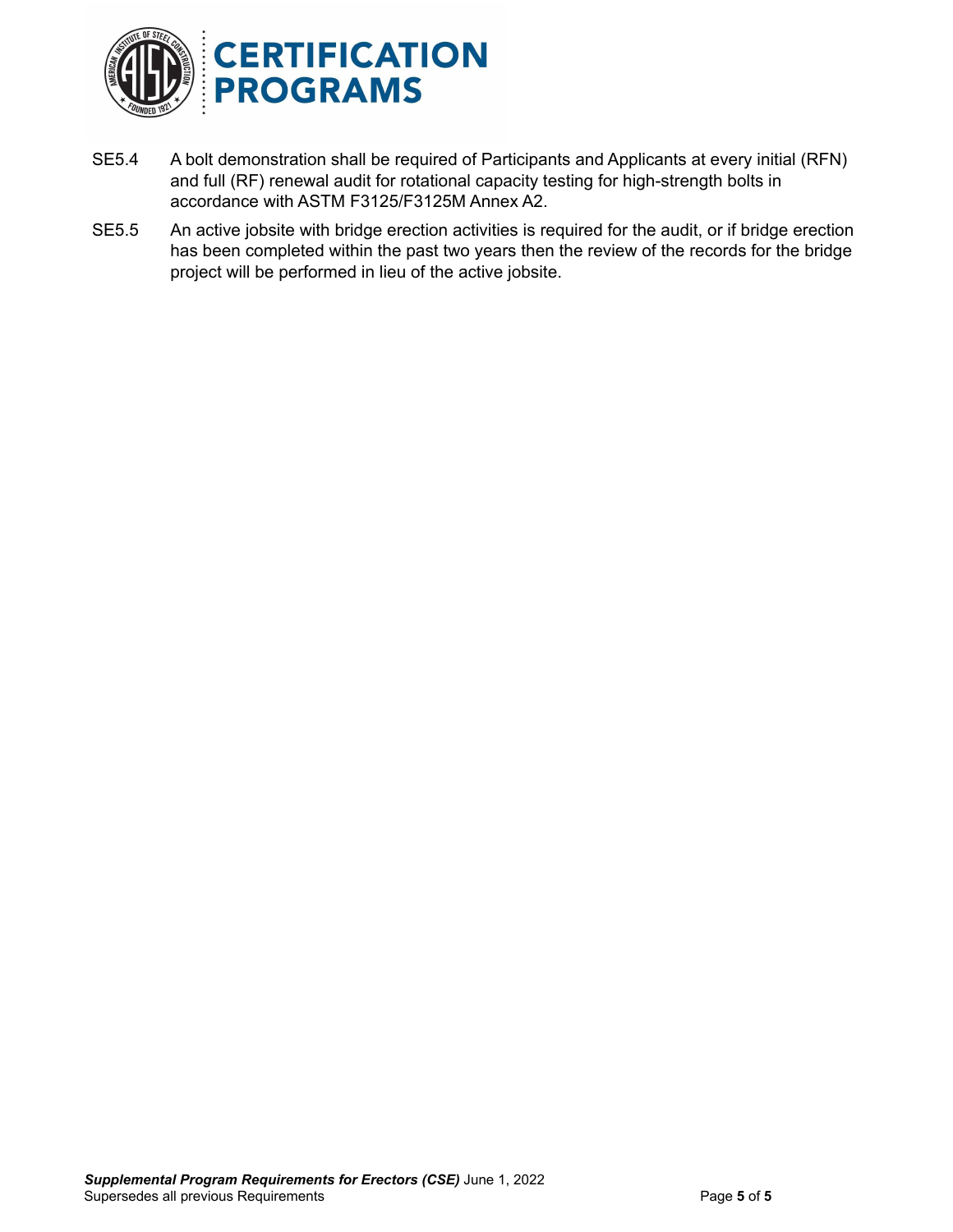SE5.4 A bolt demonstration shall be required of Participants and Applicants at every initial (RFN) and full (RF) renewal audit for rotational capacity testing for high-strength bolts in accordance with ASTM F3125/F3125M Annex A2.

SE5.5 An active jobsite with bridge erection activities is required for the audit, or if bridge erection has been completed within the past two years then the review of the records for the bridge project will be performed in lieu of the active jobsite.